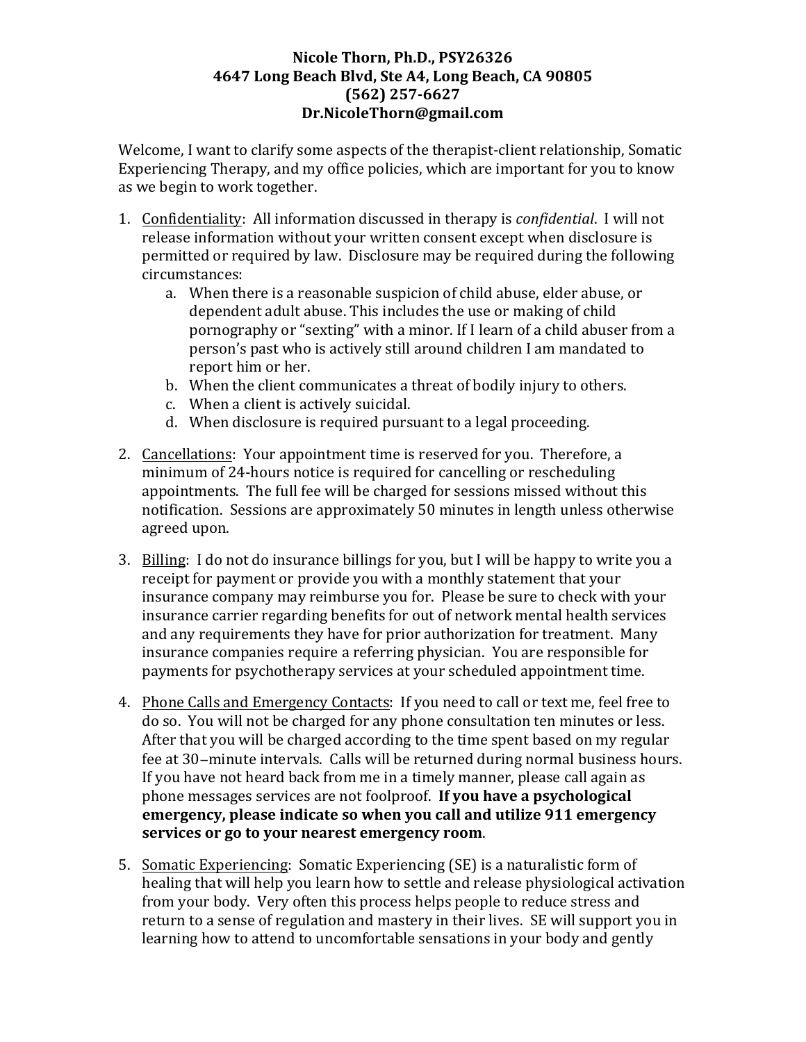**Nicole Thorn, Ph.D., PSY26326**
**4647 Long Beach Blvd, Ste A4, Long Beach, CA 90805**
**(562) 257-6627**
**Dr.NicoleThorn@gmail.com**

Welcome, I want to clarify some aspects of the therapist-client relationship, Somatic Experiencing Therapy, and my office policies, which are important for you to know as we begin to work together.

1. <u>Confidentiality</u>: All information discussed in therapy is *confidential*. I will not release information without your written consent except when disclosure is permitted or required by law. Disclosure may be required during the following circumstances:
   a. When there is a reasonable suspicion of child abuse, elder abuse, or dependent adult abuse. This includes the use or making of child pornography or "sexting" with a minor. If I learn of a child abuser from a person's past who is actively still around children I am mandated to report him or her.
   b. When the client communicates a threat of bodily injury to others.
   c. When a client is actively suicidal.
   d. When disclosure is required pursuant to a legal proceeding.

2. <u>Cancellations</u>: Your appointment time is reserved for you. Therefore, a minimum of 24-hours notice is required for cancelling or rescheduling appointments. The full fee will be charged for sessions missed without this notification. Sessions are approximately 50 minutes in length unless otherwise agreed upon.

3. <u>Billing</u>: I do not do insurance billings for you, but I will be happy to write you a receipt for payment or provide you with a monthly statement that your insurance company may reimburse you for. Please be sure to check with your insurance carrier regarding benefits for out of network mental health services and any requirements they have for prior authorization for treatment. Many insurance companies require a referring physician. You are responsible for payments for psychotherapy services at your scheduled appointment time.

4. <u>Phone Calls and Emergency Contacts</u>: If you need to call or text me, feel free to do so. You will not be charged for any phone consultation ten minutes or less. After that you will be charged according to the time spent based on my regular fee at 30–minute intervals. Calls will be returned during normal business hours. If you have not heard back from me in a timely manner, please call again as phone messages services are not foolproof. **If you have a psychological emergency, please indicate so when you call and utilize 911 emergency services or go to your nearest emergency room**.

5. <u>Somatic Experiencing</u>: Somatic Experiencing (SE) is a naturalistic form of healing that will help you learn how to settle and release physiological activation from your body. Very often this process helps people to reduce stress and return to a sense of regulation and mastery in their lives. SE will support you in learning how to attend to uncomfortable sensations in your body and gently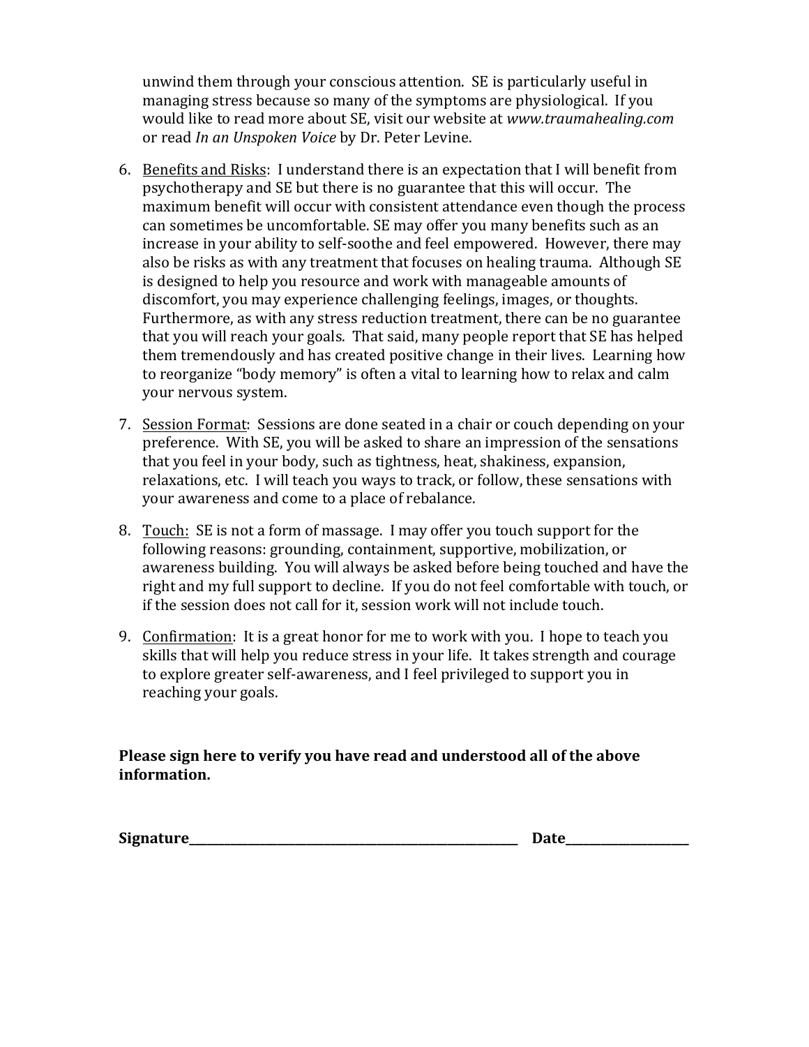unwind them through your conscious attention. SE is particularly useful in managing stress because so many of the symptoms are physiological. If you would like to read more about SE, visit our website at *www.traumahealing.com* or read *In an Unspoken Voice* by Dr. Peter Levine.

6. <u>Benefits and Risks</u>: I understand there is an expectation that I will benefit from psychotherapy and SE but there is no guarantee that this will occur. The maximum benefit will occur with consistent attendance even though the process can sometimes be uncomfortable. SE may offer you many benefits such as an increase in your ability to self-soothe and feel empowered. However, there may also be risks as with any treatment that focuses on healing trauma. Although SE is designed to help you resource and work with manageable amounts of discomfort, you may experience challenging feelings, images, or thoughts. Furthermore, as with any stress reduction treatment, there can be no guarantee that you will reach your goals. That said, many people report that SE has helped them tremendously and has created positive change in their lives. Learning how to reorganize "body memory" is often a vital to learning how to relax and calm your nervous system.

7. <u>Session Format</u>: Sessions are done seated in a chair or couch depending on your preference. With SE, you will be asked to share an impression of the sensations that you feel in your body, such as tightness, heat, shakiness, expansion, relaxations, etc. I will teach you ways to track, or follow, these sensations with your awareness and come to a place of rebalance.

8. <u>Touch:</u> SE is not a form of massage. I may offer you touch support for the following reasons: grounding, containment, supportive, mobilization, or awareness building. You will always be asked before being touched and have the right and my full support to decline. If you do not feel comfortable with touch, or if the session does not call for it, session work will not include touch.

9. <u>Confirmation</u>: It is a great honor for me to work with you. I hope to teach you skills that will help you reduce stress in your life. It takes strength and courage to explore greater self-awareness, and I feel privileged to support you in reaching your goals.

**Please sign here to verify you have read and understood all of the above information.**

**Signature**\_\_\_\_\_\_\_\_\_\_\_\_\_\_\_\_\_\_\_\_\_\_\_\_\_\_\_\_\_\_\_\_\_\_\_\_\_\_\_\_\_\_\_\_\_\_\_\_ **Date**\_\_\_\_\_\_\_\_\_\_\_\_\_\_\_\_\_